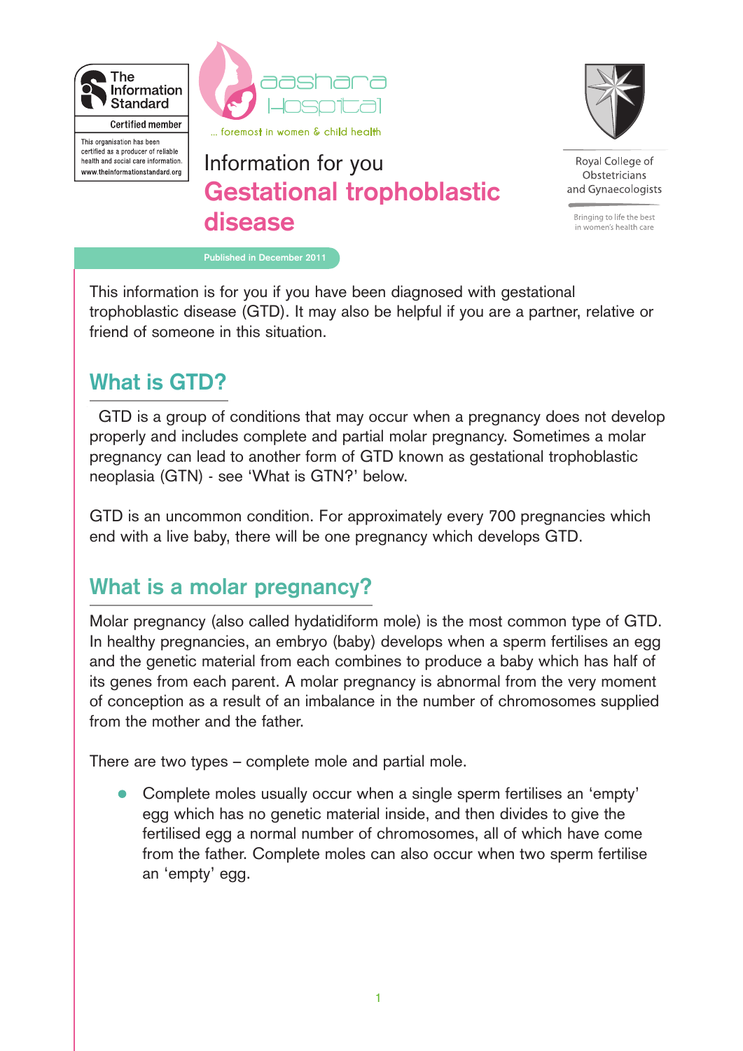The Information Standard

Certified member

This organisation has been certified as a producer of reliable health and social care information.
www.theinformationstandard.org

aashara Hospital

... foremost in women & child health

Royal College of Obstetricians and Gynaecologists

Bringing to life the best in women's health care

Information for you

# Gestational trophoblastic disease

Published in December 2011

This information is for you if you have been diagnosed with gestational trophoblastic disease (GTD). It may also be helpful if you are a partner, relative or friend of someone in this situation.

## What is GTD?

GTD is a group of conditions that may occur when a pregnancy does not develop properly and includes complete and partial molar pregnancy. Sometimes a molar pregnancy can lead to another form of GTD known as gestational trophoblastic neoplasia (GTN) - see 'What is GTN?' below.

GTD is an uncommon condition. For approximately every 700 pregnancies which end with a live baby, there will be one pregnancy which develops GTD.

## What is a molar pregnancy?

Molar pregnancy (also called hydatidiform mole) is the most common type of GTD. In healthy pregnancies, an embryo (baby) develops when a sperm fertilises an egg and the genetic material from each combines to produce a baby which has half of its genes from each parent. A molar pregnancy is abnormal from the very moment of conception as a result of an imbalance in the number of chromosomes supplied from the mother and the father.

There are two types – complete mole and partial mole.

- Complete moles usually occur when a single sperm fertilises an 'empty' egg which has no genetic material inside, and then divides to give the fertilised egg a normal number of chromosomes, all of which have come from the father. Complete moles can also occur when two sperm fertilise an 'empty' egg.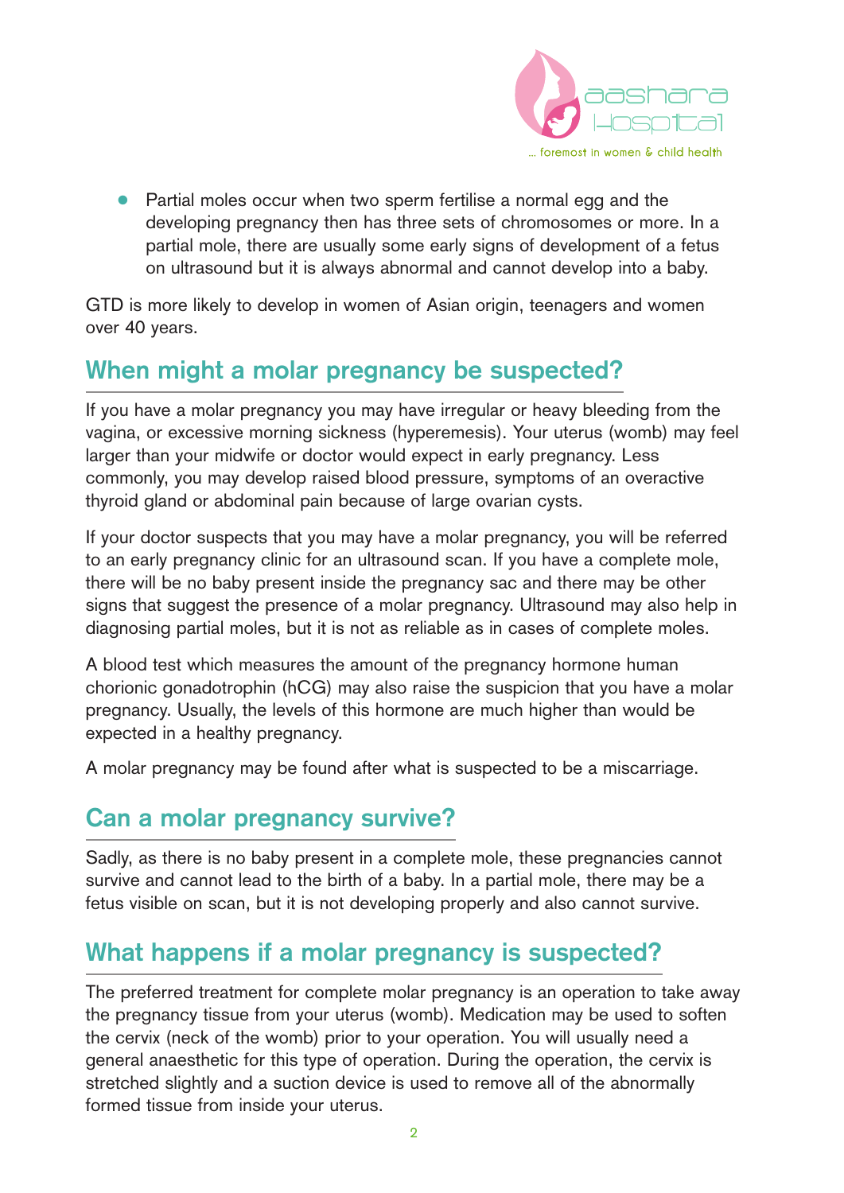- Partial moles occur when two sperm fertilise a normal egg and the developing pregnancy then has three sets of chromosomes or more. In a partial mole, there are usually some early signs of development of a fetus on ultrasound but it is always abnormal and cannot develop into a baby.

GTD is more likely to develop in women of Asian origin, teenagers and women over 40 years.

## When might a molar pregnancy be suspected?

If you have a molar pregnancy you may have irregular or heavy bleeding from the vagina, or excessive morning sickness (hyperemesis). Your uterus (womb) may feel larger than your midwife or doctor would expect in early pregnancy. Less commonly, you may develop raised blood pressure, symptoms of an overactive thyroid gland or abdominal pain because of large ovarian cysts.

If your doctor suspects that you may have a molar pregnancy, you will be referred to an early pregnancy clinic for an ultrasound scan. If you have a complete mole, there will be no baby present inside the pregnancy sac and there may be other signs that suggest the presence of a molar pregnancy. Ultrasound may also help in diagnosing partial moles, but it is not as reliable as in cases of complete moles.

A blood test which measures the amount of the pregnancy hormone human chorionic gonadotrophin (hCG) may also raise the suspicion that you have a molar pregnancy. Usually, the levels of this hormone are much higher than would be expected in a healthy pregnancy.

A molar pregnancy may be found after what is suspected to be a miscarriage.

## Can a molar pregnancy survive?

Sadly, as there is no baby present in a complete mole, these pregnancies cannot survive and cannot lead to the birth of a baby. In a partial mole, there may be a fetus visible on scan, but it is not developing properly and also cannot survive.

## What happens if a molar pregnancy is suspected?

The preferred treatment for complete molar pregnancy is an operation to take away the pregnancy tissue from your uterus (womb). Medication may be used to soften the cervix (neck of the womb) prior to your operation. You will usually need a general anaesthetic for this type of operation. During the operation, the cervix is stretched slightly and a suction device is used to remove all of the abnormally formed tissue from inside your uterus.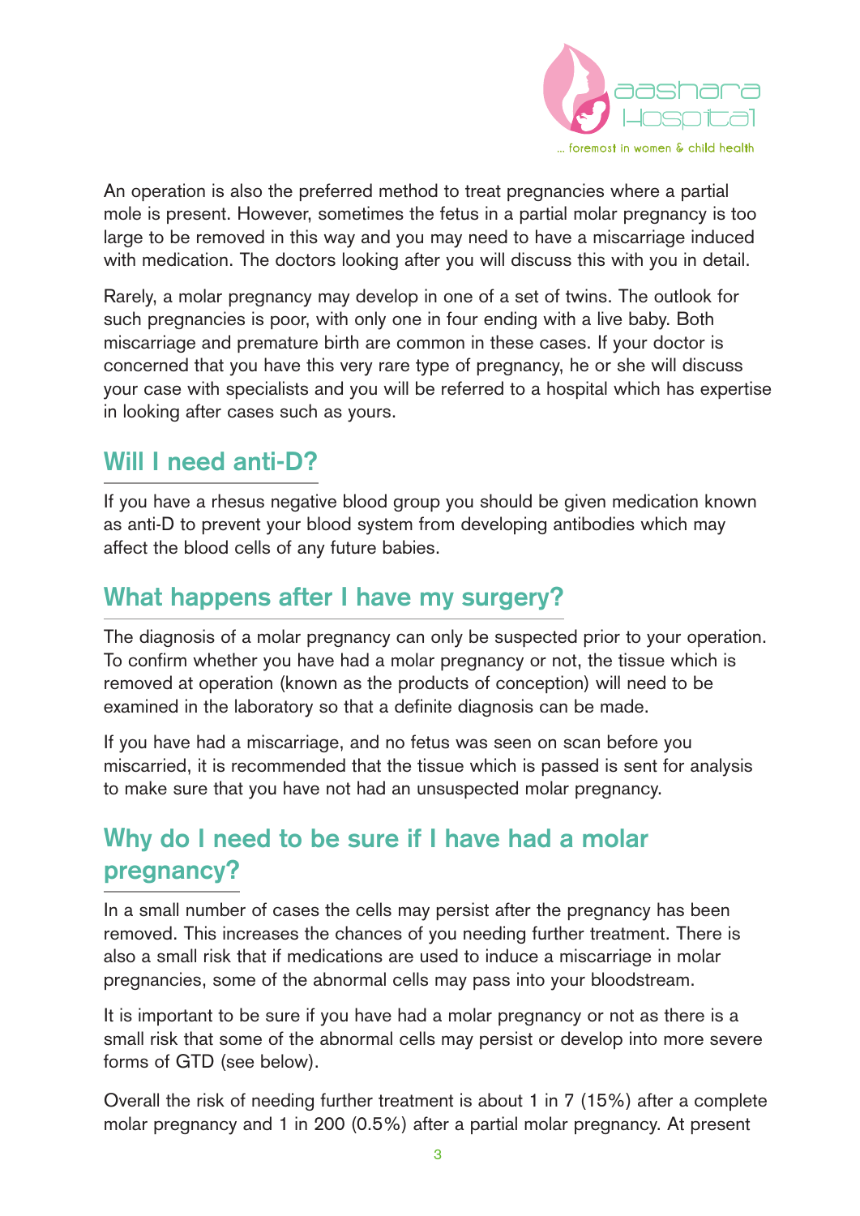An operation is also the preferred method to treat pregnancies where a partial mole is present. However, sometimes the fetus in a partial molar pregnancy is too large to be removed in this way and you may need to have a miscarriage induced with medication. The doctors looking after you will discuss this with you in detail.

Rarely, a molar pregnancy may develop in one of a set of twins. The outlook for such pregnancies is poor, with only one in four ending with a live baby. Both miscarriage and premature birth are common in these cases. If your doctor is concerned that you have this very rare type of pregnancy, he or she will discuss your case with specialists and you will be referred to a hospital which has expertise in looking after cases such as yours.

## Will I need anti-D?

If you have a rhesus negative blood group you should be given medication known as anti-D to prevent your blood system from developing antibodies which may affect the blood cells of any future babies.

## What happens after I have my surgery?

The diagnosis of a molar pregnancy can only be suspected prior to your operation. To confirm whether you have had a molar pregnancy or not, the tissue which is removed at operation (known as the products of conception) will need to be examined in the laboratory so that a definite diagnosis can be made.

If you have had a miscarriage, and no fetus was seen on scan before you miscarried, it is recommended that the tissue which is passed is sent for analysis to make sure that you have not had an unsuspected molar pregnancy.

## Why do I need to be sure if I have had a molar pregnancy?

In a small number of cases the cells may persist after the pregnancy has been removed. This increases the chances of you needing further treatment. There is also a small risk that if medications are used to induce a miscarriage in molar pregnancies, some of the abnormal cells may pass into your bloodstream.

It is important to be sure if you have had a molar pregnancy or not as there is a small risk that some of the abnormal cells may persist or develop into more severe forms of GTD (see below).

Overall the risk of needing further treatment is about 1 in 7 (15%) after a complete molar pregnancy and 1 in 200 (0.5%) after a partial molar pregnancy. At present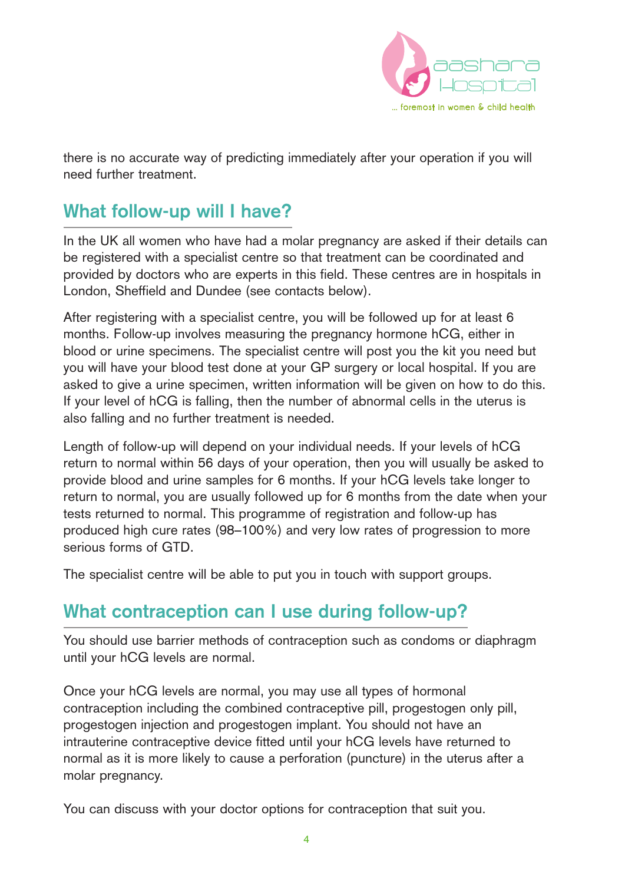there is no accurate way of predicting immediately after your operation if you will need further treatment.

## What follow-up will I have?

In the UK all women who have had a molar pregnancy are asked if their details can be registered with a specialist centre so that treatment can be coordinated and provided by doctors who are experts in this field. These centres are in hospitals in London, Sheffield and Dundee (see contacts below).

After registering with a specialist centre, you will be followed up for at least 6 months. Follow-up involves measuring the pregnancy hormone hCG, either in blood or urine specimens. The specialist centre will post you the kit you need but you will have your blood test done at your GP surgery or local hospital. If you are asked to give a urine specimen, written information will be given on how to do this. If your level of hCG is falling, then the number of abnormal cells in the uterus is also falling and no further treatment is needed.

Length of follow-up will depend on your individual needs. If your levels of hCG return to normal within 56 days of your operation, then you will usually be asked to provide blood and urine samples for 6 months. If your hCG levels take longer to return to normal, you are usually followed up for 6 months from the date when your tests returned to normal. This programme of registration and follow-up has produced high cure rates (98–100%) and very low rates of progression to more serious forms of GTD.

The specialist centre will be able to put you in touch with support groups.

## What contraception can I use during follow-up?

You should use barrier methods of contraception such as condoms or diaphragm until your hCG levels are normal.

Once your hCG levels are normal, you may use all types of hormonal contraception including the combined contraceptive pill, progestogen only pill, progestogen injection and progestogen implant. You should not have an intrauterine contraceptive device fitted until your hCG levels have returned to normal as it is more likely to cause a perforation (puncture) in the uterus after a molar pregnancy.

You can discuss with your doctor options for contraception that suit you.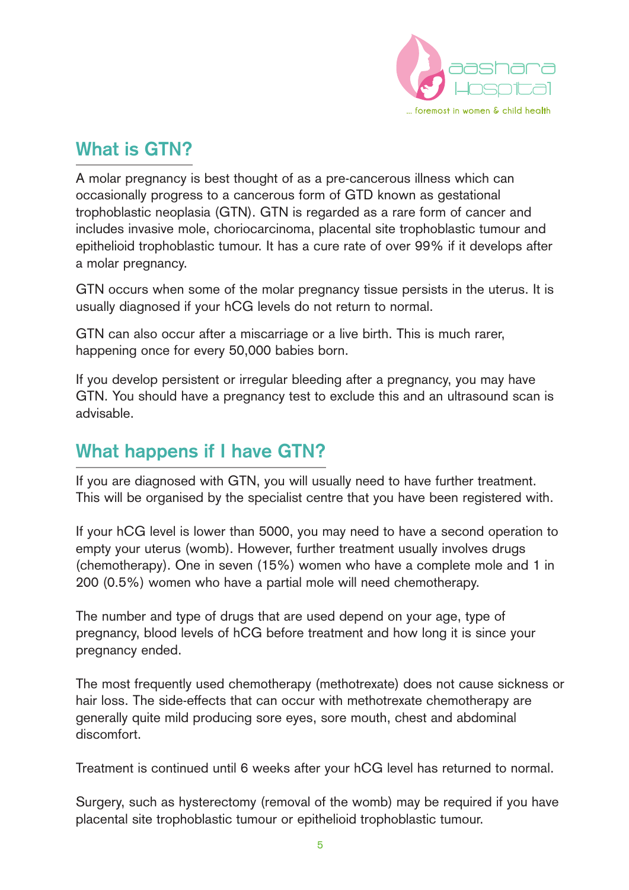## What is GTN?

A molar pregnancy is best thought of as a pre-cancerous illness which can occasionally progress to a cancerous form of GTD known as gestational trophoblastic neoplasia (GTN). GTN is regarded as a rare form of cancer and includes invasive mole, choriocarcinoma, placental site trophoblastic tumour and epithelioid trophoblastic tumour. It has a cure rate of over 99% if it develops after a molar pregnancy.

GTN occurs when some of the molar pregnancy tissue persists in the uterus. It is usually diagnosed if your hCG levels do not return to normal.

GTN can also occur after a miscarriage or a live birth. This is much rarer, happening once for every 50,000 babies born.

If you develop persistent or irregular bleeding after a pregnancy, you may have GTN. You should have a pregnancy test to exclude this and an ultrasound scan is advisable.

## What happens if I have GTN?

If you are diagnosed with GTN, you will usually need to have further treatment. This will be organised by the specialist centre that you have been registered with.

If your hCG level is lower than 5000, you may need to have a second operation to empty your uterus (womb). However, further treatment usually involves drugs (chemotherapy). One in seven (15%) women who have a complete mole and 1 in 200 (0.5%) women who have a partial mole will need chemotherapy.

The number and type of drugs that are used depend on your age, type of pregnancy, blood levels of hCG before treatment and how long it is since your pregnancy ended.

The most frequently used chemotherapy (methotrexate) does not cause sickness or hair loss. The side-effects that can occur with methotrexate chemotherapy are generally quite mild producing sore eyes, sore mouth, chest and abdominal discomfort.

Treatment is continued until 6 weeks after your hCG level has returned to normal.

Surgery, such as hysterectomy (removal of the womb) may be required if you have placental site trophoblastic tumour or epithelioid trophoblastic tumour.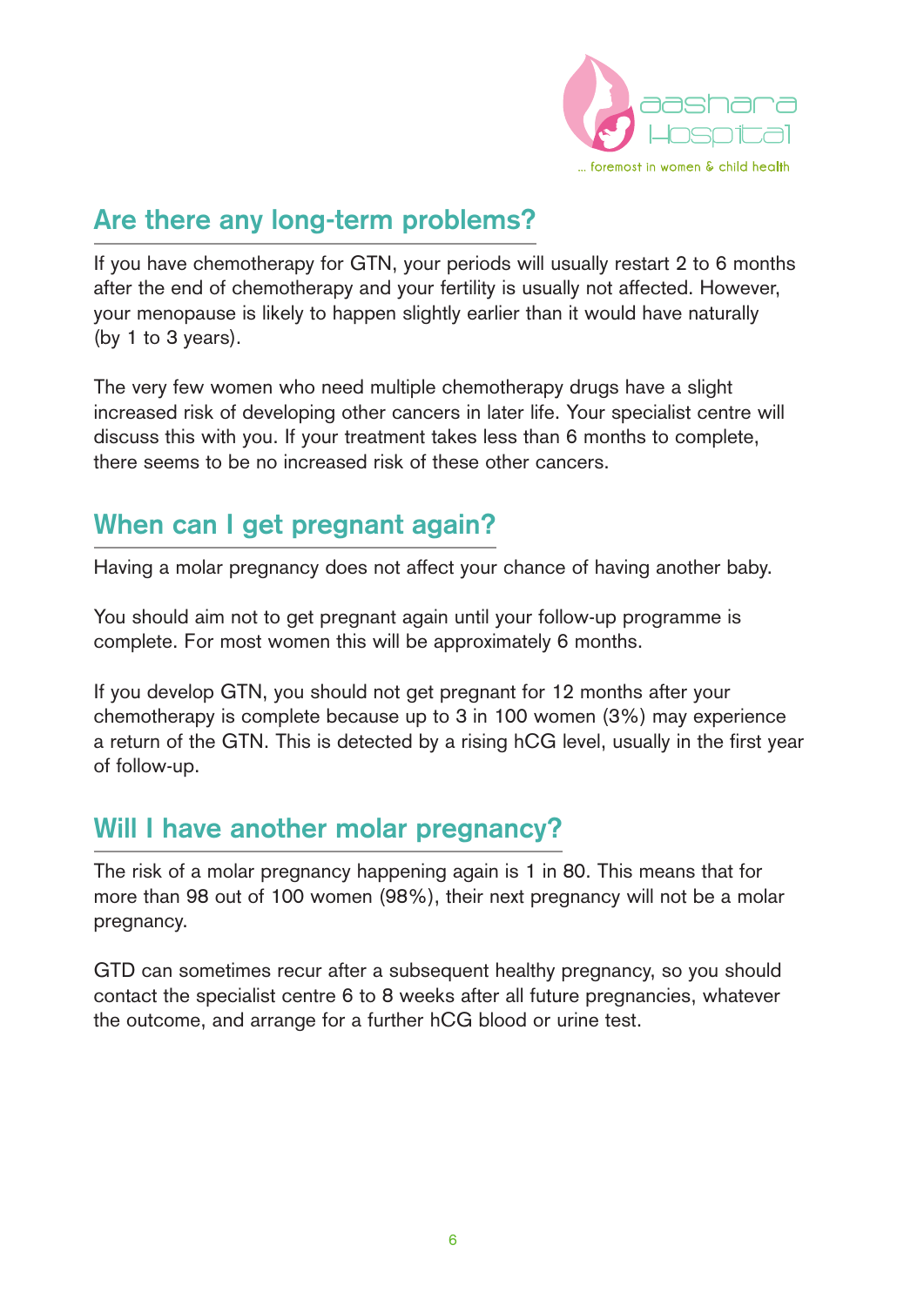## Are there any long-term problems?

If you have chemotherapy for GTN, your periods will usually restart 2 to 6 months after the end of chemotherapy and your fertility is usually not affected. However, your menopause is likely to happen slightly earlier than it would have naturally (by 1 to 3 years).

The very few women who need multiple chemotherapy drugs have a slight increased risk of developing other cancers in later life. Your specialist centre will discuss this with you. If your treatment takes less than 6 months to complete, there seems to be no increased risk of these other cancers.

## When can I get pregnant again?

Having a molar pregnancy does not affect your chance of having another baby.

You should aim not to get pregnant again until your follow-up programme is complete. For most women this will be approximately 6 months.

If you develop GTN, you should not get pregnant for 12 months after your chemotherapy is complete because up to 3 in 100 women (3%) may experience a return of the GTN. This is detected by a rising hCG level, usually in the first year of follow-up.

## Will I have another molar pregnancy?

The risk of a molar pregnancy happening again is 1 in 80. This means that for more than 98 out of 100 women (98%), their next pregnancy will not be a molar pregnancy.

GTD can sometimes recur after a subsequent healthy pregnancy, so you should contact the specialist centre 6 to 8 weeks after all future pregnancies, whatever the outcome, and arrange for a further hCG blood or urine test.